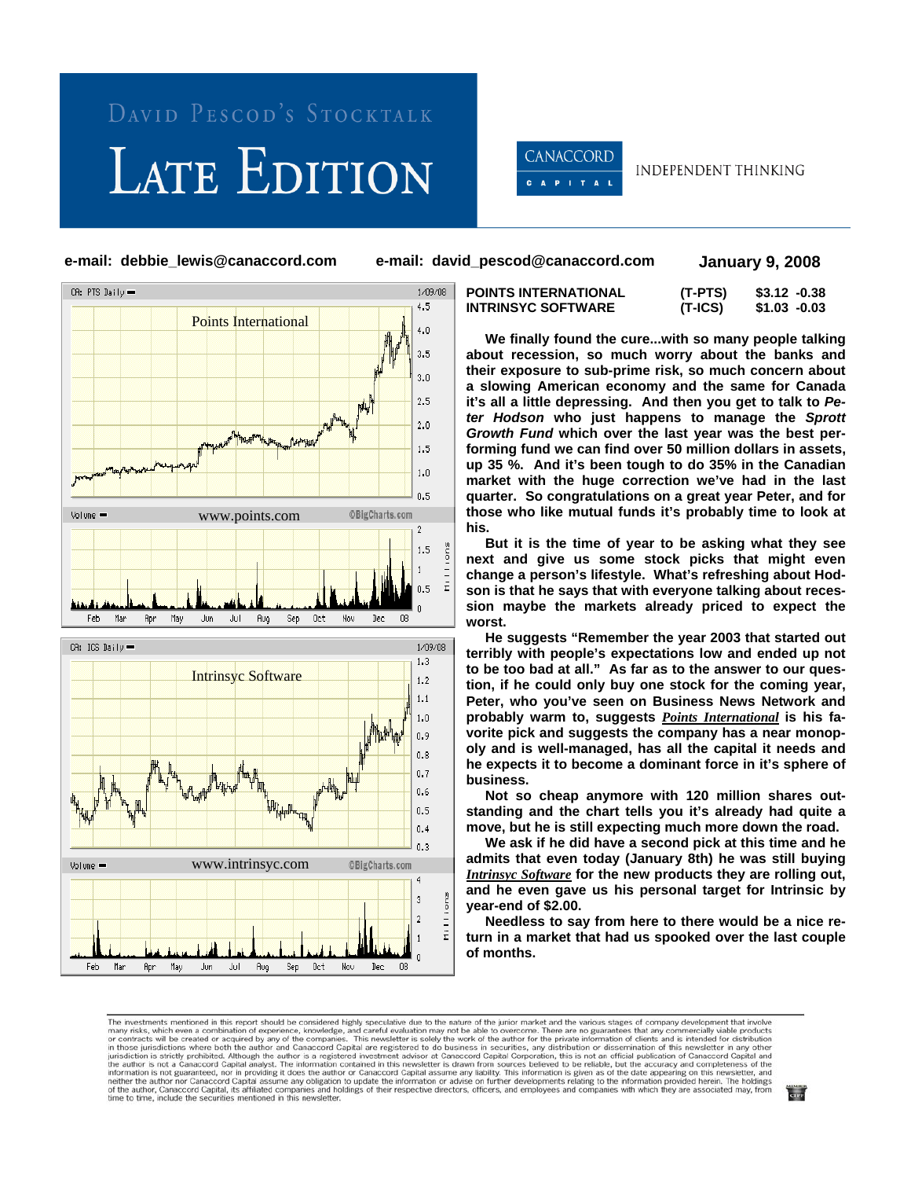# DAVID PESCOD'S STOCKTALK

# LATE EDITION

CANACCORD CAPITAL — INDEPENDENT THINKING

**e-mail: debbie_lewis@canaccord.com** **e-mail: david_pescod@canaccord.com** **January 9, 2008**

| | | |
|---|---|---|
| **POINTS INTERNATIONAL** | **(T-PTS)** | **$3.12 -0.38** |
| **INTRINSYC SOFTWARE** | **(T-ICS)** | **$1.03 -0.03** |

**We finally found the cure...with so many people talking about recession, so much worry about the banks and their exposure to sub-prime risk, so much concern about a slowing American economy and the same for Canada it's all a little depressing. And then you get to talk to *Peter Hodson* who just happens to manage the *Sprott Growth Fund* which over the last year was the best performing fund we can find over 50 million dollars in assets, up 35 %. And it's been tough to do 35% in the Canadian market with the huge correction we've had in the last quarter. So congratulations on a great year Peter, and for those who like mutual funds it's probably time to look at his.**

**But it is the time of year to be asking what they see next and give us some stock picks that might even change a person's lifestyle. What's refreshing about Hodson is that he says that with everyone talking about recession maybe the markets already priced to expect the worst.**

**He suggests "Remember the year 2003 that started out terribly with people's expectations low and ended up not to be too bad at all." As far as to the answer to our question, if he could only buy one stock for the coming year, Peter, who you've seen on Business News Network and probably warm to, suggests *Points International* is his favorite pick and suggests the company has a near monopoly and is well-managed, has all the capital it needs and he expects it to become a dominant force in it's sphere of business.**

**Not so cheap anymore with 120 million shares outstanding and the chart tells you it's already had quite a move, but he is still expecting much more down the road.**

**We ask if he did have a second pick at this time and he admits that even today (January 8th) he was still buying *Intrinsyc Software* for the new products they are rolling out, and he even gave us his personal target for Intrinsic by year-end of $2.00.**

**Needless to say from here to there would be a nice return in a market that had us spooked over the last couple of months.**

The investments mentioned in this report should be considered highly speculative due to the nature of the junior market and the various stages of company development that involve many risks, which even a combination of experience, knowledge, and careful evaluation may not be able to overcome. There are no guarantees that any commercially viable products or contracts will be created or acquired by any of the companies. This newsletter is solely the work of the author for the private information of clients and is intended for distribution in those jurisdictions where both the author and Canaccord Capital are registered to do business in securities, any distribution or dissemination of this newsletter in any other jurisdiction is strictly prohibited. Although the author is a registered investment advisor at Canaccord Capital Corporation, this is not an official publication of Canaccord Capital and the author is not a Canaccord Capital analyst. The information contained in this newsletter is drawn from sources believed to be reliable, but the accuracy and completeness of the information is not guaranteed, nor in providing it does the author or Canaccord Capital assume any liability. This information is given as of the date appearing on this newsletter, and neither the author nor Canaccord Capital assume any obligation to update the information or advise on further developments relating to the information provided herein. The holdings of the author, Canaccord Capital, its affiliated companies and holdings of their respective directors, officers, and employees and companies with which they are associated may, from time to time, include the securities mentioned in this newsletter.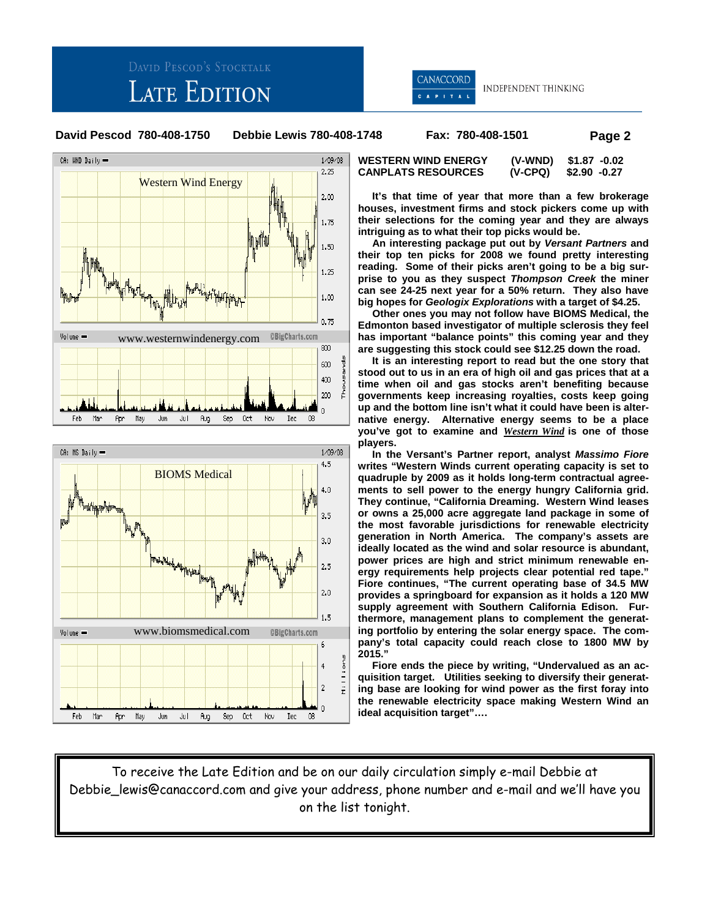# DAVID PESCOD'S STOCKTALK LATE EDITION

CANACCORD CAPITAL — INDEPENDENT THINKING

**David Pescod 780-408-1750 Debbie Lewis 780-408-1748 Fax: 780-408-1501**

Western Wind Energy — www.westernwindenergy.com

BIOMS Medical — www.biomsmedical.com

| | | |
|---|---|---|
| **WESTERN WIND ENERGY** | **(V-WND)** | **$1.87 -0.02** |
| **CANPLATS RESOURCES** | **(V-CPQ)** | **$2.90 -0.27** |

**It's that time of year that more than a few brokerage houses, investment firms and stock pickers come up with their selections for the coming year and they are always intriguing as to what their top picks would be.**

**An interesting package put out by *Versant Partners* and their top ten picks for 2008 we found pretty interesting reading. Some of their picks aren't going to be a big surprise to you as they suspect *Thompson Creek* the miner can see 24-25 next year for a 50% return. They also have big hopes for *Geologix Explorations* with a target of $4.25.**

**Other ones you may not follow have BIOMS Medical, the Edmonton based investigator of multiple sclerosis they feel has important "balance points" this coming year and they are suggesting this stock could see $12.25 down the road.**

**It is an interesting report to read but the one story that stood out to us in an era of high oil and gas prices that at a time when oil and gas stocks aren't benefiting because governments keep increasing royalties, costs keep going up and the bottom line isn't what it could have been is alternative energy. Alternative energy seems to be a place you've got to examine and *Western Wind* is one of those players.**

**In the Versant's Partner report, analyst *Massimo Fiore* writes "Western Winds current operating capacity is set to quadruple by 2009 as it holds long-term contractual agreements to sell power to the energy hungry California grid. They continue, "California Dreaming. Western Wind leases or owns a 25,000 acre aggregate land package in some of the most favorable jurisdictions for renewable electricity generation in North America. The company's assets are ideally located as the wind and solar resource is abundant, power prices are high and strict minimum renewable energy requirements help projects clear potential red tape." Fiore continues, "The current operating base of 34.5 MW provides a springboard for expansion as it holds a 120 MW supply agreement with Southern California Edison. Furthermore, management plans to complement the generating portfolio by entering the solar energy space. The company's total capacity could reach close to 1800 MW by 2015."**

**Fiore ends the piece by writing, "Undervalued as an acquisition target. Utilities seeking to diversify their generating base are looking for wind power as the first foray into the renewable electricity space making Western Wind an ideal acquisition target"….**

To receive the Late Edition and be on our daily circulation simply e-mail Debbie at Debbie_lewis@canaccord.com and give your address, phone number and e-mail and we'll have you on the list tonight.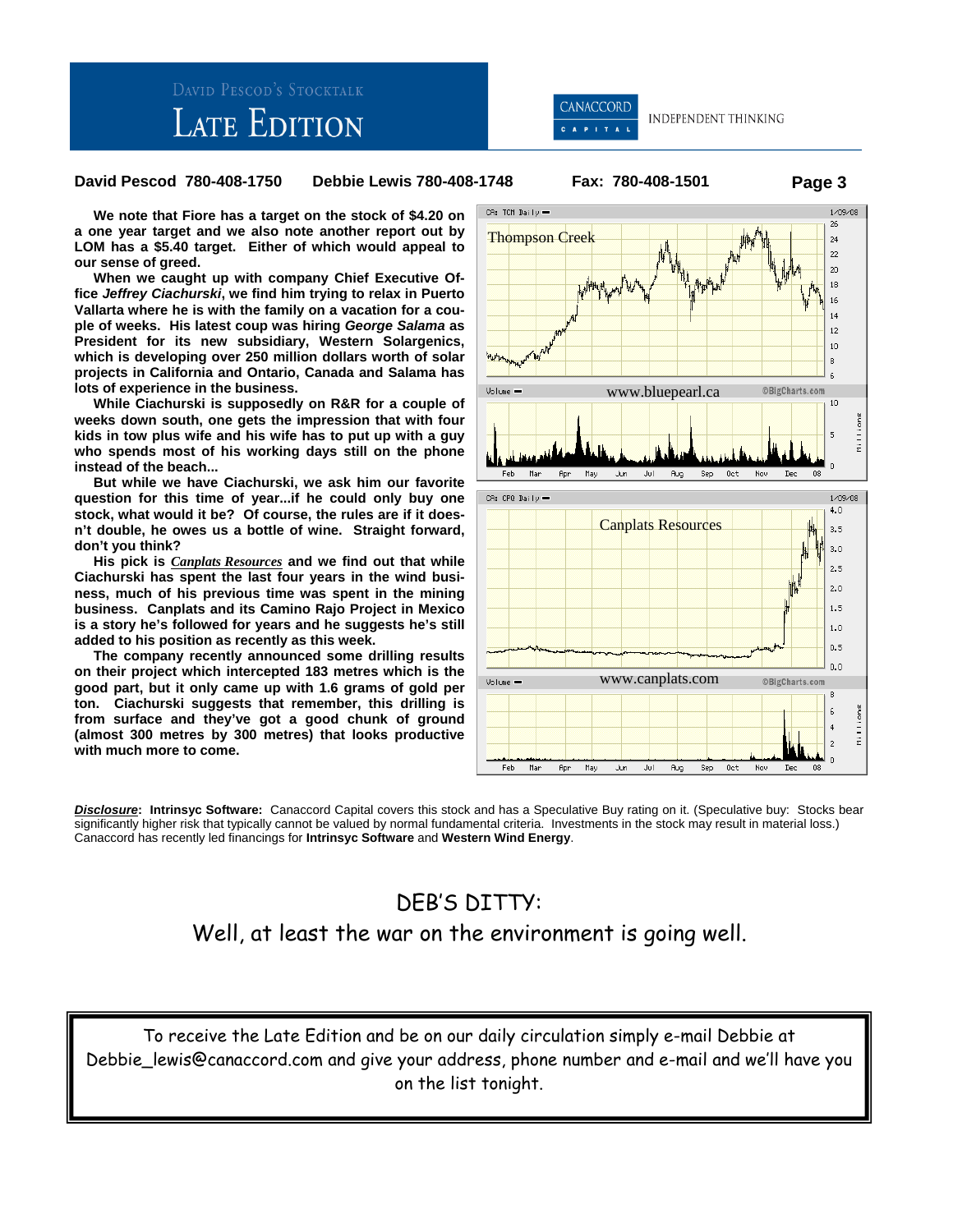David Pescod 780-408-1750 Debbie Lewis 780-408-1748 Fax: 780-408-1501

**We note that Fiore has a target on the stock of $4.20 on a one year target and we also note another report out by LOM has a $5.40 target. Either of which would appeal to our sense of greed.**

**When we caught up with company Chief Executive Office *Jeffrey Ciachurski*, we find him trying to relax in Puerto Vallarta where he is with the family on a vacation for a couple of weeks. His latest coup was hiring *George Salama* as President for its new subsidiary, Western Solargenics, which is developing over 250 million dollars worth of solar projects in California and Ontario, Canada and Salama has lots of experience in the business.**

**While Ciachurski is supposedly on R&R for a couple of weeks down south, one gets the impression that with four kids in tow plus wife and his wife has to put up with a guy who spends most of his working days still on the phone instead of the beach...**

**But while we have Ciachurski, we ask him our favorite question for this time of year...if he could only buy one stock, what would it be? Of course, the rules are if it doesn't double, he owes us a bottle of wine. Straight forward, don't you think?**

**His pick is *Canplats Resources* and we find out that while Ciachurski has spent the last four years in the wind business, much of his previous time was spent in the mining business. Canplats and its Camino Rajo Project in Mexico is a story he's followed for years and he suggests he's still added to his position as recently as this week.**

**The company recently announced some drilling results on their project which intercepted 183 metres which is the good part, but it only came up with 1.6 grams of gold per ton. Ciachurski suggests that remember, this drilling is from surface and they've got a good chunk of ground (almost 300 metres by 300 metres) that looks productive with much more to come.**

CA: TCM Daily 1/09/08
Thompson Creek
26 24 22 20 18 16 14 12 10 8 6
Volume www.bluepearl.ca ©BigCharts.com
10 5 0 Millions
Feb Mar Apr May Jun Jul Aug Sep Oct Nov Dec 08

CA: CPQ Daily 1/09/08
Canplats Resources
4.0 3.5 3.0 2.5 2.0 1.5 1.0 0.5 0.0
Volume www.canplats.com ©BigCharts.com
8 6 4 2 0 Millions
Feb Mar Apr May Jun Jul Aug Sep Oct Nov Dec 08

***Disclosure*: Intrinsyc Software:** Canaccord Capital covers this stock and has a Speculative Buy rating on it. (Speculative buy: Stocks bear significantly higher risk that typically cannot be valued by normal fundamental criteria. Investments in the stock may result in material loss.) Canaccord has recently led financings for **Intrinsyc Software** and **Western Wind Energy**.

## DEB'S DITTY:

Well, at least the war on the environment is going well.

To receive the Late Edition and be on our daily circulation simply e-mail Debbie at Debbie_lewis@canaccord.com and give your address, phone number and e-mail and we'll have you on the list tonight.